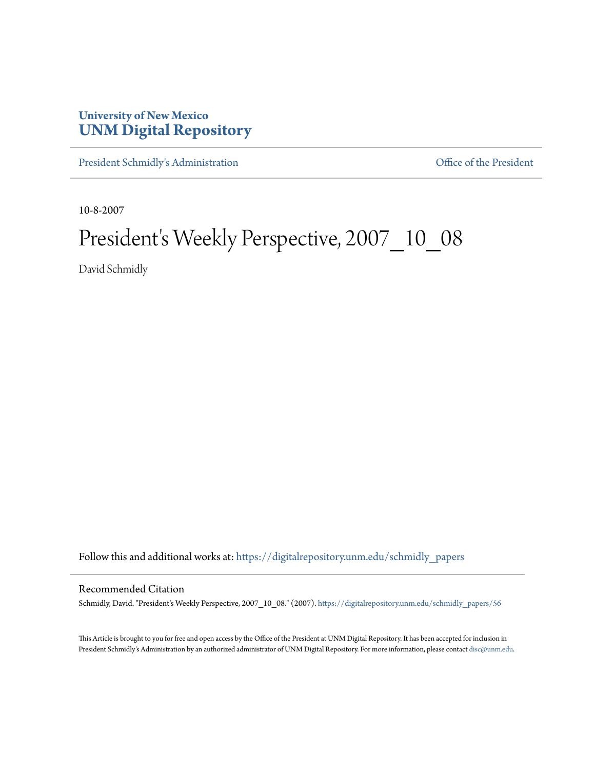**University of New Mexico**
**UNM Digital Repository**

President Schmidly's Administration | Office of the President

10-8-2007

# President's Weekly Perspective, 2007_10_08

David Schmidly

Follow this and additional works at: https://digitalrepository.unm.edu/schmidly_papers

## Recommended Citation

Schmidly, David. "President's Weekly Perspective, 2007_10_08." (2007). https://digitalrepository.unm.edu/schmidly_papers/56

This Article is brought to you for free and open access by the Office of the President at UNM Digital Repository. It has been accepted for inclusion in President Schmidly's Administration by an authorized administrator of UNM Digital Repository. For more information, please contact disc@unm.edu.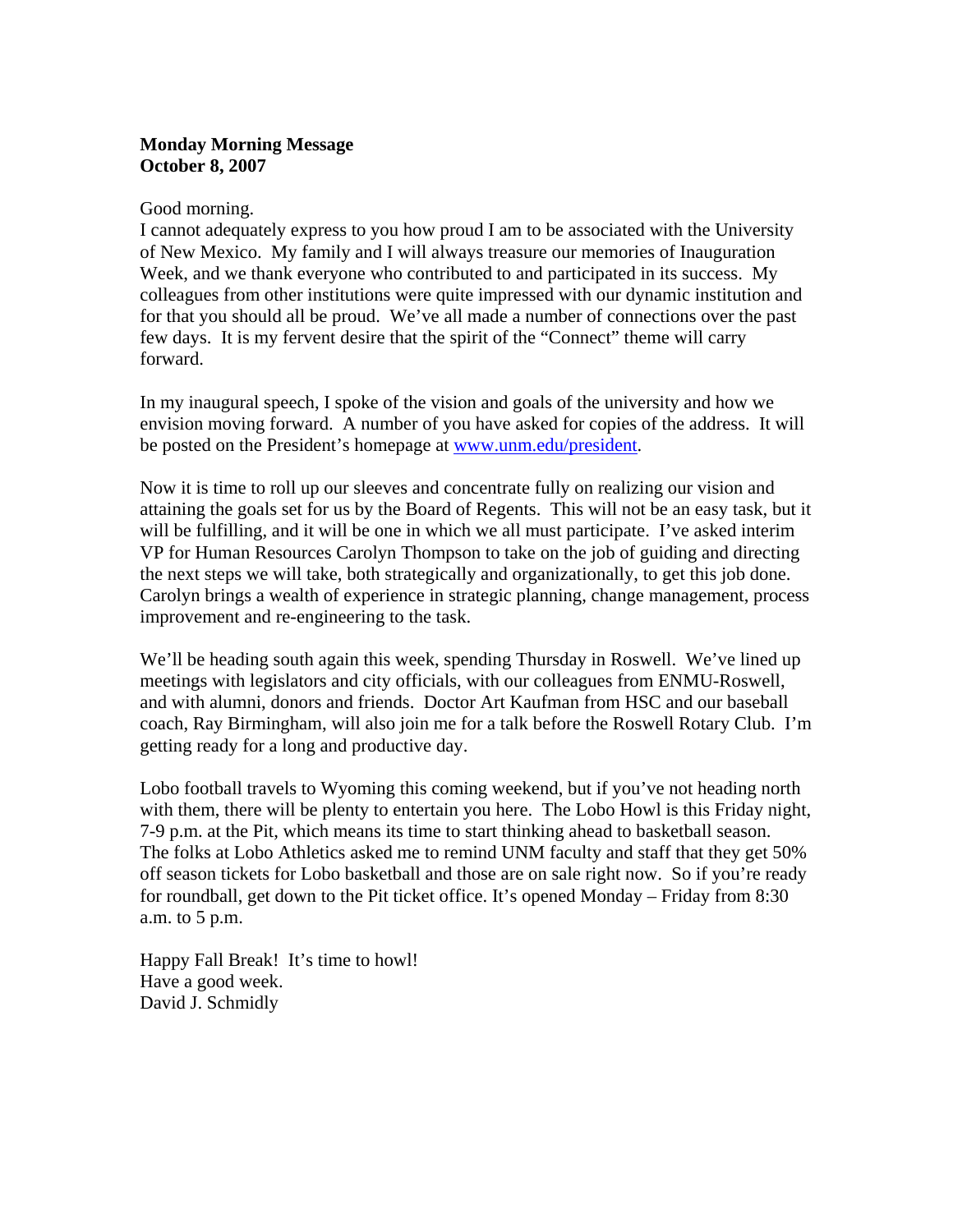**Monday Morning Message**
**October 8, 2007**

Good morning.
I cannot adequately express to you how proud I am to be associated with the University of New Mexico. My family and I will always treasure our memories of Inauguration Week, and we thank everyone who contributed to and participated in its success. My colleagues from other institutions were quite impressed with our dynamic institution and for that you should all be proud. We've all made a number of connections over the past few days. It is my fervent desire that the spirit of the "Connect" theme will carry forward.

In my inaugural speech, I spoke of the vision and goals of the university and how we envision moving forward. A number of you have asked for copies of the address. It will be posted on the President's homepage at [www.unm.edu/president](www.unm.edu/president).

Now it is time to roll up our sleeves and concentrate fully on realizing our vision and attaining the goals set for us by the Board of Regents. This will not be an easy task, but it will be fulfilling, and it will be one in which we all must participate. I've asked interim VP for Human Resources Carolyn Thompson to take on the job of guiding and directing the next steps we will take, both strategically and organizationally, to get this job done. Carolyn brings a wealth of experience in strategic planning, change management, process improvement and re-engineering to the task.

We'll be heading south again this week, spending Thursday in Roswell. We've lined up meetings with legislators and city officials, with our colleagues from ENMU-Roswell, and with alumni, donors and friends. Doctor Art Kaufman from HSC and our baseball coach, Ray Birmingham, will also join me for a talk before the Roswell Rotary Club. I'm getting ready for a long and productive day.

Lobo football travels to Wyoming this coming weekend, but if you've not heading north with them, there will be plenty to entertain you here. The Lobo Howl is this Friday night, 7-9 p.m. at the Pit, which means its time to start thinking ahead to basketball season. The folks at Lobo Athletics asked me to remind UNM faculty and staff that they get 50% off season tickets for Lobo basketball and those are on sale right now. So if you're ready for roundball, get down to the Pit ticket office. It's opened Monday – Friday from 8:30 a.m. to 5 p.m.

Happy Fall Break! It's time to howl!
Have a good week.
David J. Schmidly